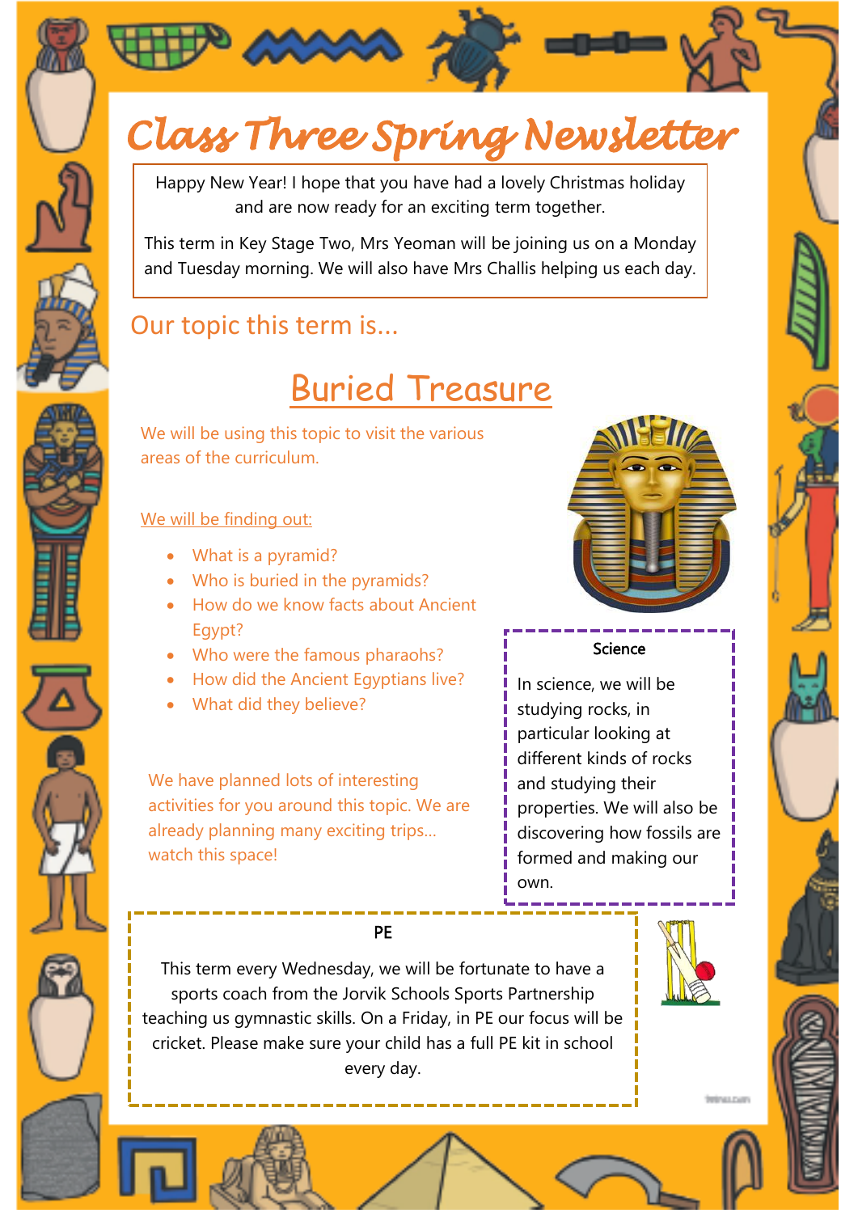# Class Three Spring Newsletter

Happy New Year! I hope that you have had a lovely Christmas holiday and are now ready for an exciting term together.

This term in Key Stage Two, Mrs Yeoman will be joining us on a Monday and Tuesday morning. We will also have Mrs Challis helping us each day.

## Our topic this term is...

## Buried Treasure

We will be using this topic to visit the various areas of the curriculum.

We will be finding out:

- What is a pyramid?
- Who is buried in the pyramids?
- How do we know facts about Ancient Egypt?
- Who were the famous pharaohs?
- How did the Ancient Egyptians live?
- What did they believe?

We have planned lots of interesting activities for you around this topic. We are already planning many exciting trips... watch this space!

### Science

In science, we will be studying rocks, in particular looking at different kinds of rocks and studying their properties. We will also be discovering how fossils are formed and making our own.

### PE

This term every Wednesday, we will be fortunate to have a sports coach from the Jorvik Schools Sports Partnership teaching us gymnastic skills. On a Friday, in PE our focus will be cricket. Please make sure your child has a full PE kit in school every day.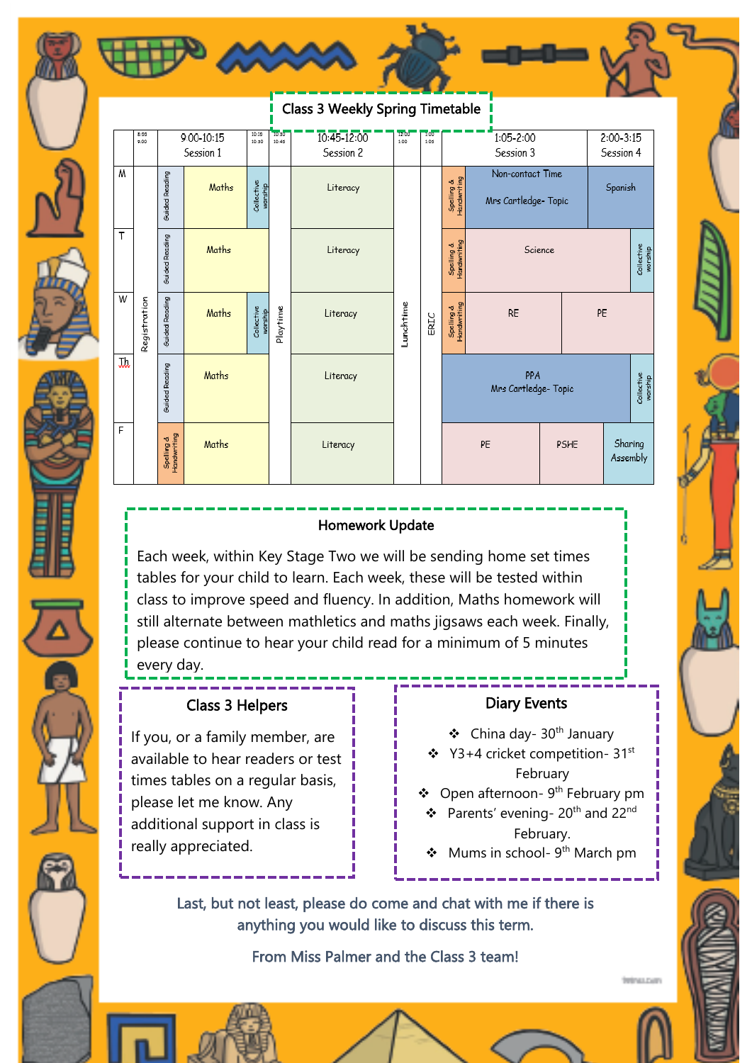## Class 3 Weekly Spring Timetable

| | 8:55 9:00 | 9:00-10:15 Session 1 | | 10:15 10:30 | 10:30 10:45 | 10:45-12:00 Session 2 | 12:00 1:00 | 1:00 1:05 | 1:05-2:00 Session 3 | | | 2:00-3:15 Session 4 | |
|---|---|---|---|---|---|---|---|---|---|---|---|---|---|
| M | Registration | Guided Reading | Maths | Collective worship | Playtime | Literacy | Lunchtime | ERIC | Spelling & Handwriting | Non-contact Time Mrs Cartledge- Topic | | Spanish | |
| T | Registration | Guided Reading | Maths | | Playtime | Literacy | Lunchtime | ERIC | Spelling & Handwriting | Science | | | Collective worship |
| W | Registration | Guided Reading | Maths | Collective worship | Playtime | Literacy | Lunchtime | ERIC | Spelling & Handwriting | RE | | PE | |
| Th | Registration | Guided Reading | Maths | | Playtime | Literacy | Lunchtime | ERIC | PPA Mrs Cartledge- Topic | | | | Collective worship |
| F | Registration | Spelling & Handwriting | Maths | | Playtime | Literacy | Lunchtime | ERIC | PE | | PSHE | Sharing Assembly | |

### Homework Update

Each week, within Key Stage Two we will be sending home set times tables for your child to learn. Each week, these will be tested within class to improve speed and fluency. In addition, Maths homework will still alternate between mathletics and maths jigsaws each week. Finally, please continue to hear your child read for a minimum of 5 minutes every day.

### Class 3 Helpers

If you, or a family member, are available to hear readers or test times tables on a regular basis, please let me know. Any additional support in class is really appreciated.

### Diary Events

- China day- 30th January
- Y3+4 cricket competition- 31st February
- Open afternoon- 9th February pm
- Parents' evening- 20th and 22nd February.
- Mums in school- 9th March pm

Last, but not least, please do come and chat with me if there is anything you would like to discuss this term.

From Miss Palmer and the Class 3 team!